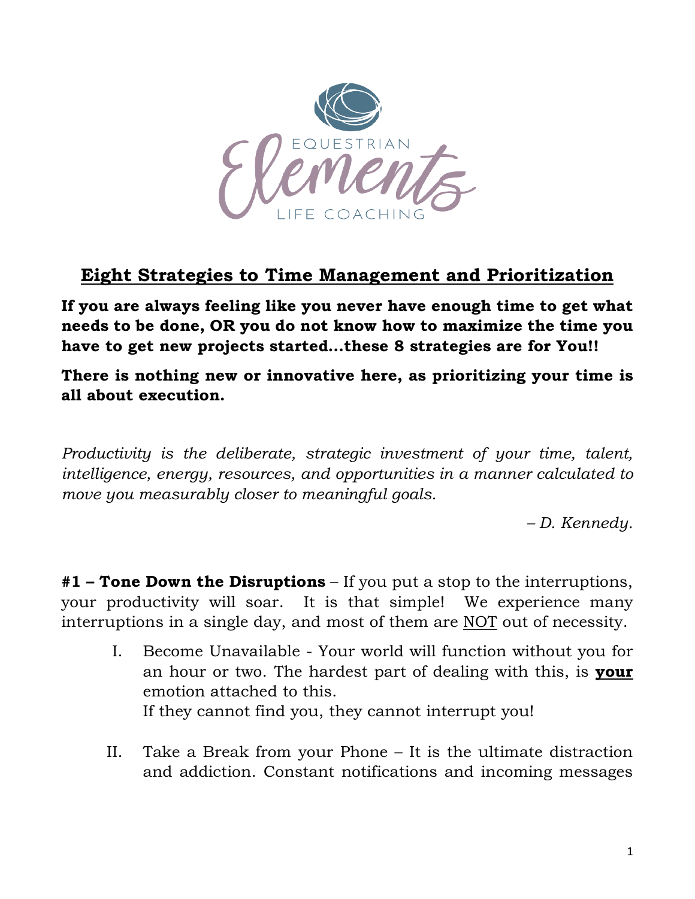## Eight Strategies to Time Management and Prioritization

**If you are always feeling like you never have enough time to get what needs to be done, OR you do not know how to maximize the time you have to get new projects started…these 8 strategies are for You!!**

**There is nothing new or innovative here, as prioritizing your time is all about execution.**

*Productivity is the deliberate, strategic investment of your time, talent, intelligence, energy, resources, and opportunities in a manner calculated to move you measurably closer to meaningful goals.*

*– D. Kennedy.*

**#1 – Tone Down the Disruptions** – If you put a stop to the interruptions, your productivity will soar. It is that simple! We experience many interruptions in a single day, and most of them are NOT out of necessity.

I. Become Unavailable - Your world will function without you for an hour or two. The hardest part of dealing with this, is **your** emotion attached to this.
If they cannot find you, they cannot interrupt you!

II. Take a Break from your Phone – It is the ultimate distraction and addiction. Constant notifications and incoming messages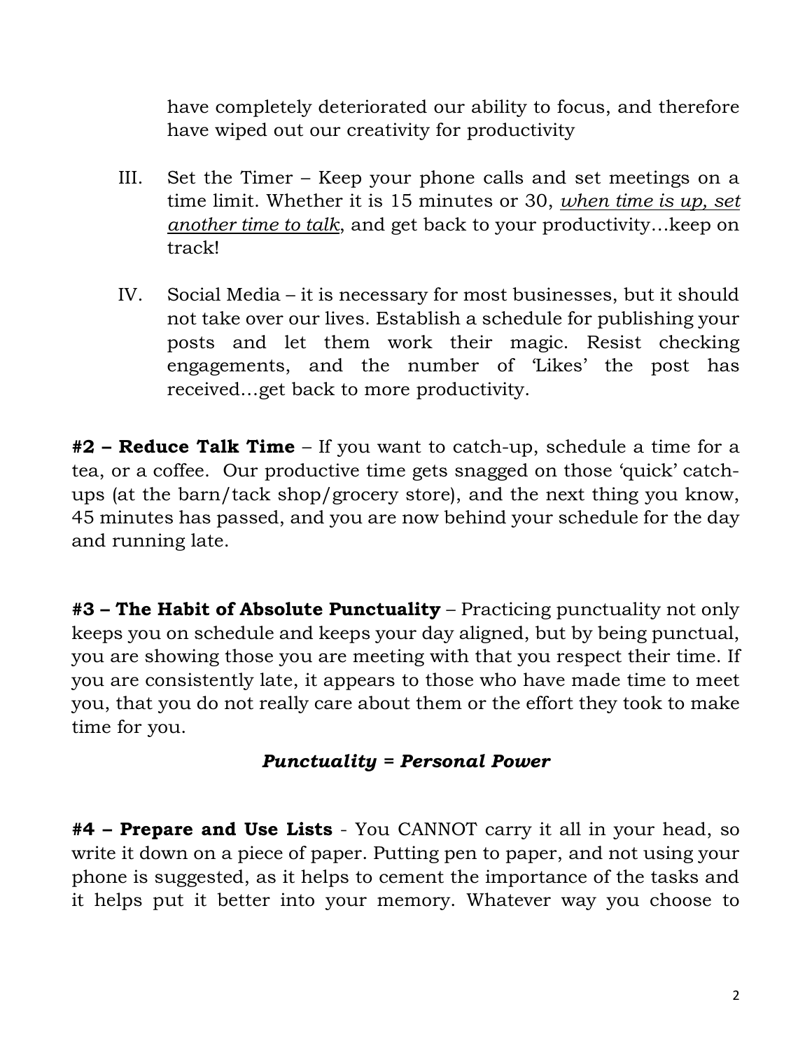have completely deteriorated our ability to focus, and therefore have wiped out our creativity for productivity

III. Set the Timer – Keep your phone calls and set meetings on a time limit. Whether it is 15 minutes or 30, ***when time is up, set another time to talk***, and get back to your productivity…keep on track!

IV. Social Media – it is necessary for most businesses, but it should not take over our lives. Establish a schedule for publishing your posts and let them work their magic. Resist checking engagements, and the number of 'Likes' the post has received…get back to more productivity.

**#2 – Reduce Talk Time** – If you want to catch-up, schedule a time for a tea, or a coffee. Our productive time gets snagged on those 'quick' catch-ups (at the barn/tack shop/grocery store), and the next thing you know, 45 minutes has passed, and you are now behind your schedule for the day and running late.

**#3 – The Habit of Absolute Punctuality** – Practicing punctuality not only keeps you on schedule and keeps your day aligned, but by being punctual, you are showing those you are meeting with that you respect their time. If you are consistently late, it appears to those who have made time to meet you, that you do not really care about them or the effort they took to make time for you.

***Punctuality = Personal Power***

**#4 – Prepare and Use Lists** - You CANNOT carry it all in your head, so write it down on a piece of paper. Putting pen to paper, and not using your phone is suggested, as it helps to cement the importance of the tasks and it helps put it better into your memory. Whatever way you choose to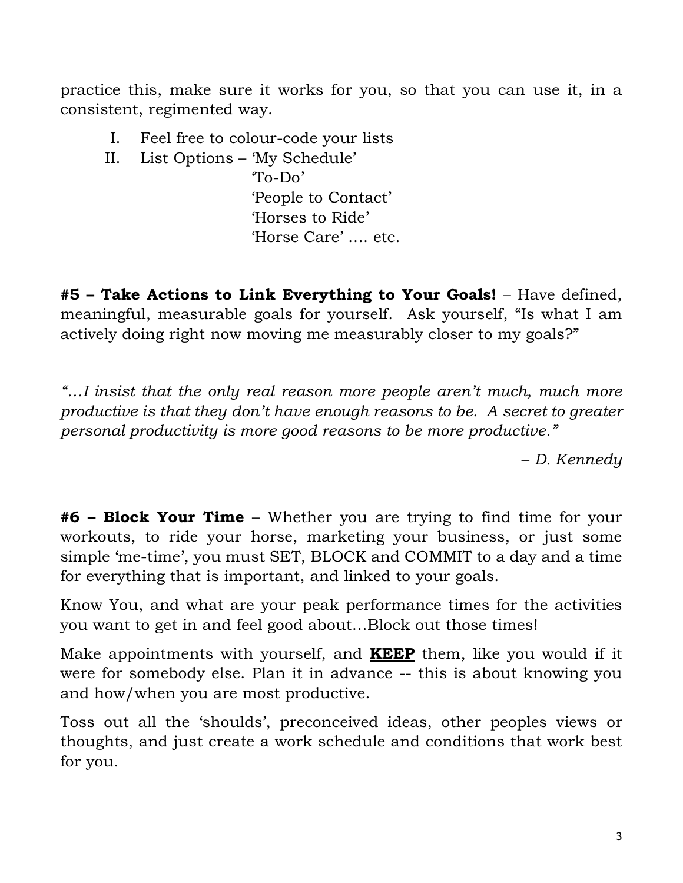practice this, make sure it works for you, so that you can use it, in a consistent, regimented way.

I. Feel free to colour-code your lists
II. List Options – 'My Schedule'
    'To-Do'
    'People to Contact'
    'Horses to Ride'
    'Horse Care' …. etc.

**#5 – Take Actions to Link Everything to Your Goals!** – Have defined, meaningful, measurable goals for yourself. Ask yourself, "Is what I am actively doing right now moving me measurably closer to my goals?"

*"…I insist that the only real reason more people aren't much, much more productive is that they don't have enough reasons to be. A secret to greater personal productivity is more good reasons to be more productive."*

*– D. Kennedy*

**#6 – Block Your Time** – Whether you are trying to find time for your workouts, to ride your horse, marketing your business, or just some simple 'me-time', you must SET, BLOCK and COMMIT to a day and a time for everything that is important, and linked to your goals.

Know You, and what are your peak performance times for the activities you want to get in and feel good about…Block out those times!

Make appointments with yourself, and <u>**KEEP**</u> them, like you would if it were for somebody else. Plan it in advance -- this is about knowing you and how/when you are most productive.

Toss out all the 'shoulds', preconceived ideas, other peoples views or thoughts, and just create a work schedule and conditions that work best for you.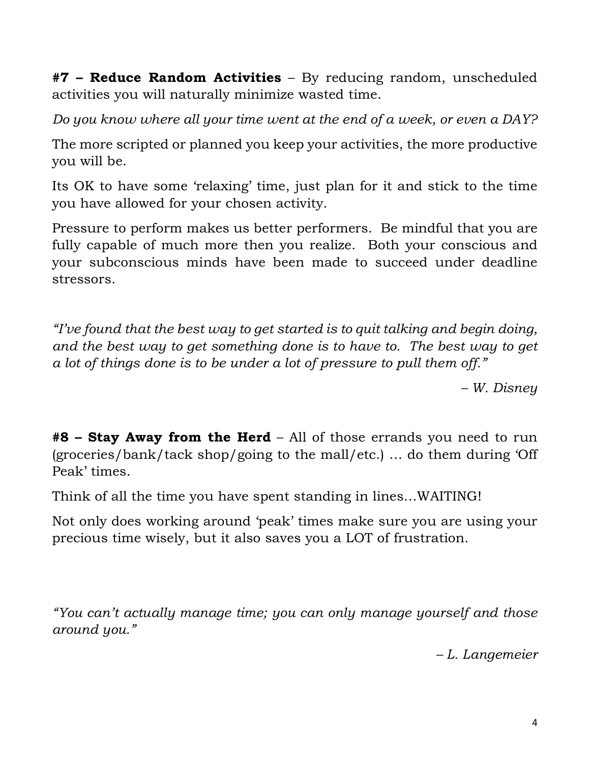**#7 – Reduce Random Activities** – By reducing random, unscheduled activities you will naturally minimize wasted time.

*Do you know where all your time went at the end of a week, or even a DAY?*

The more scripted or planned you keep your activities, the more productive you will be.

Its OK to have some 'relaxing' time, just plan for it and stick to the time you have allowed for your chosen activity.

Pressure to perform makes us better performers. Be mindful that you are fully capable of much more then you realize. Both your conscious and your subconscious minds have been made to succeed under deadline stressors.

*"I've found that the best way to get started is to quit talking and begin doing, and the best way to get something done is to have to. The best way to get a lot of things done is to be under a lot of pressure to pull them off."*

*– W. Disney*

**#8 – Stay Away from the Herd** – All of those errands you need to run (groceries/bank/tack shop/going to the mall/etc.) … do them during 'Off Peak' times.

Think of all the time you have spent standing in lines…WAITING!

Not only does working around 'peak' times make sure you are using your precious time wisely, but it also saves you a LOT of frustration.

*"You can't actually manage time; you can only manage yourself and those around you."*

*– L. Langemeier*